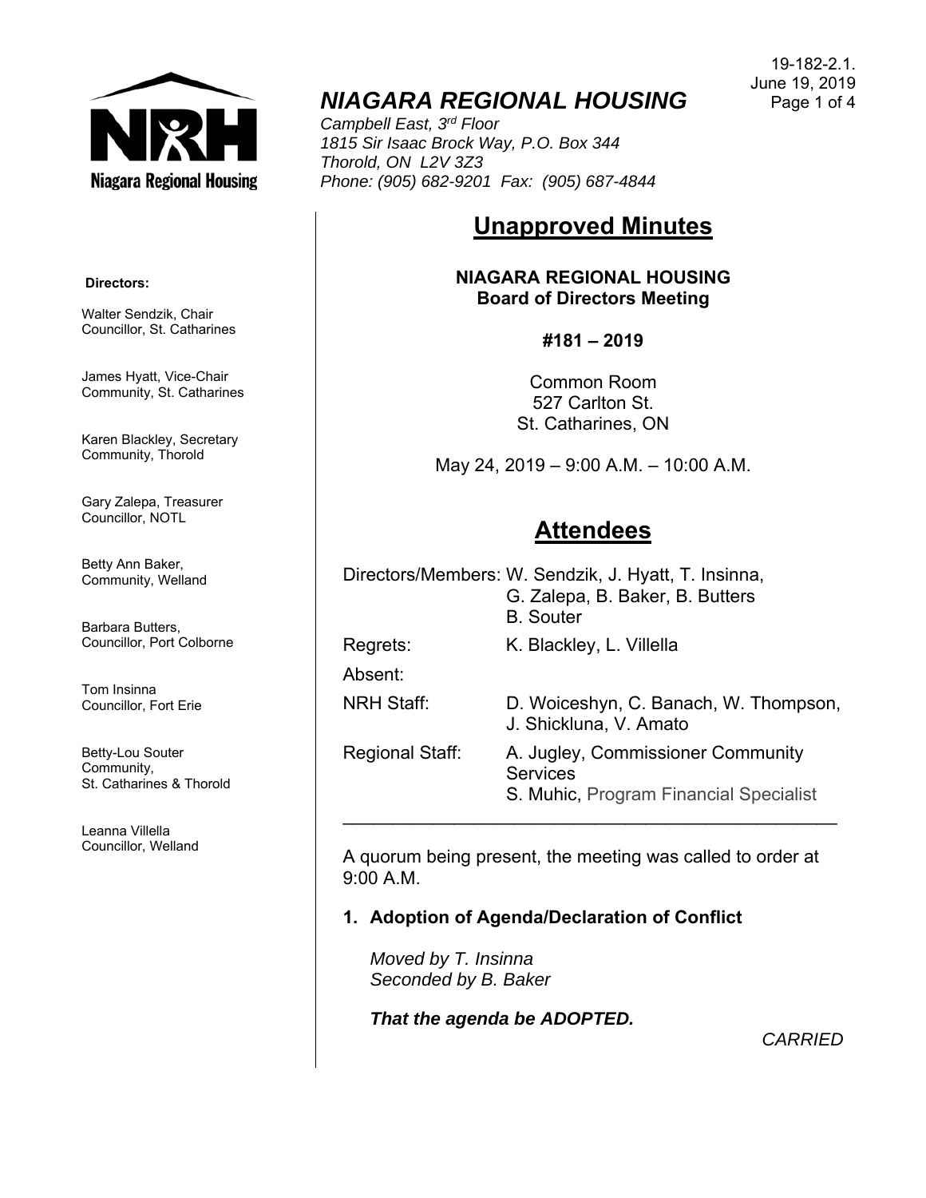19-182-2.1.
June 19, 2019

# *NIAGARA REGIONAL HOUSING*

*Campbell East, 3rd Floor*
*1815 Sir Isaac Brock Way, P.O. Box 344*
*Thorold, ON L2V 3Z3*
*Phone: (905) 682-9201 Fax: (905) 687-4844*

**Directors:**

Walter Sendzik, Chair
Councillor, St. Catharines

James Hyatt, Vice-Chair
Community, St. Catharines

Karen Blackley, Secretary
Community, Thorold

Gary Zalepa, Treasurer
Councillor, NOTL

Betty Ann Baker,
Community, Welland

Barbara Butters,
Councillor, Port Colborne

Tom Insinna
Councillor, Fort Erie

Betty-Lou Souter
Community,
St. Catharines & Thorold

Leanna Villella
Councillor, Welland

## Unapproved Minutes

**NIAGARA REGIONAL HOUSING**
**Board of Directors Meeting**

**#181 – 2019**

Common Room
527 Carlton St.
St. Catharines, ON

May 24, 2019 – 9:00 A.M. – 10:00 A.M.

## Attendees

| | |
|---|---|
| Directors/Members: | W. Sendzik, J. Hyatt, T. Insinna, G. Zalepa, B. Baker, B. Butters B. Souter |
| Regrets: | K. Blackley, L. Villella |
| Absent: | |
| NRH Staff: | D. Woiceshyn, C. Banach, W. Thompson, J. Shickluna, V. Amato |
| Regional Staff: | A. Jugley, Commissioner Community Services<br>S. Muhic, Program Financial Specialist |

---

A quorum being present, the meeting was called to order at 9:00 A.M.

### 1. Adoption of Agenda/Declaration of Conflict

*Moved by T. Insinna*
*Seconded by B. Baker*

***That the agenda be ADOPTED.***

*CARRIED*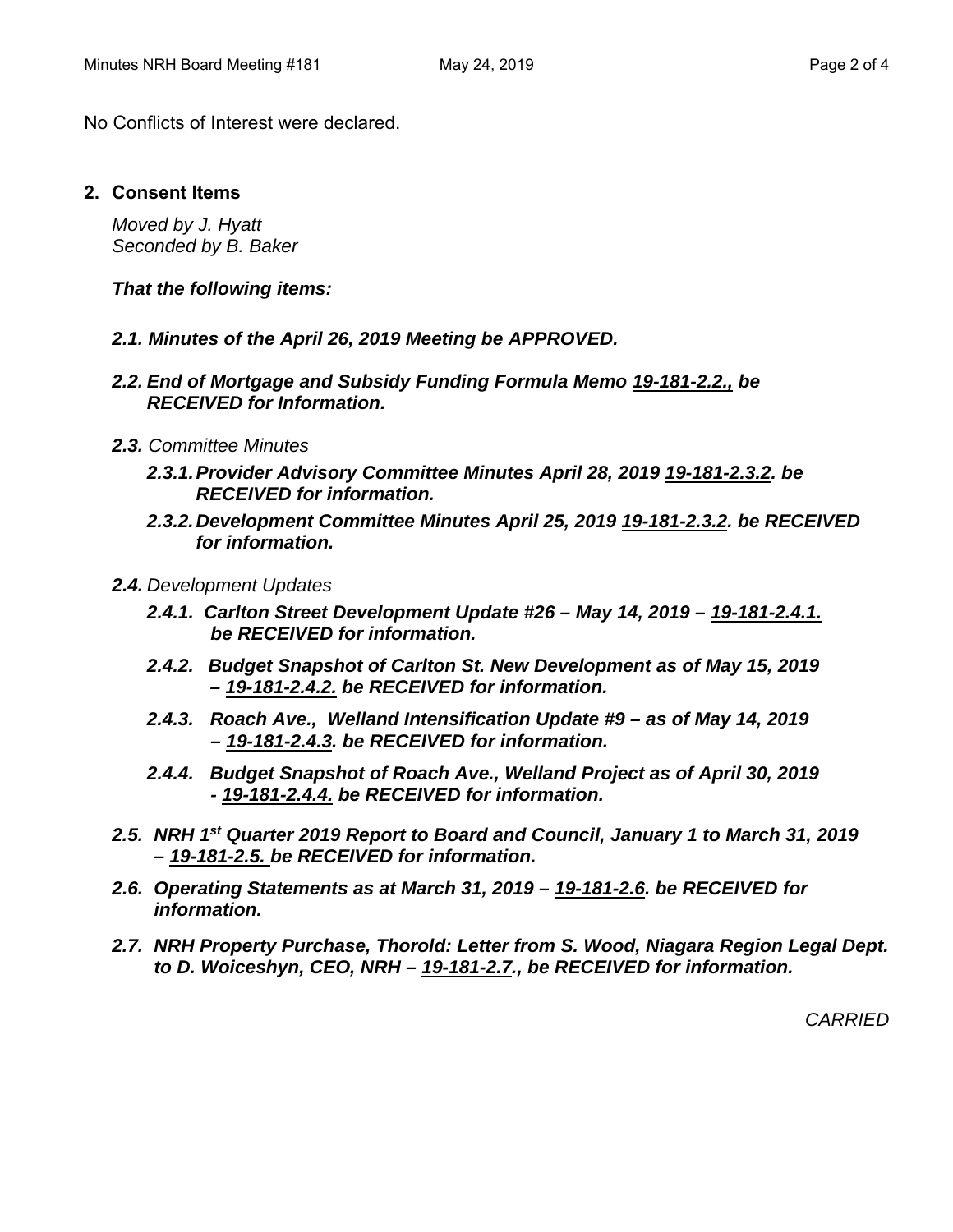No Conflicts of Interest were declared.

## 2. Consent Items

*Moved by J. Hyatt*
*Seconded by B. Baker*

***That the following items:***

***2.1. Minutes of the April 26, 2019 Meeting be APPROVED.***

***2.2. End of Mortgage and Subsidy Funding Formula Memo 19-181-2.2., be RECEIVED for Information.***

***2.3.*** *Committee Minutes*

***2.3.1. Provider Advisory Committee Minutes April 28, 2019 19-181-2.3.2. be RECEIVED for information.***

***2.3.2. Development Committee Minutes April 25, 2019 19-181-2.3.2. be RECEIVED for information.***

***2.4.*** *Development Updates*

***2.4.1. Carlton Street Development Update #26 – May 14, 2019 – 19-181-2.4.1. be RECEIVED for information.***

***2.4.2. Budget Snapshot of Carlton St. New Development as of May 15, 2019 – 19-181-2.4.2. be RECEIVED for information.***

***2.4.3. Roach Ave., Welland Intensification Update #9 – as of May 14, 2019 – 19-181-2.4.3. be RECEIVED for information.***

***2.4.4. Budget Snapshot of Roach Ave., Welland Project as of April 30, 2019 - 19-181-2.4.4. be RECEIVED for information.***

***2.5. NRH 1st Quarter 2019 Report to Board and Council, January 1 to March 31, 2019 – 19-181-2.5. be RECEIVED for information.***

***2.6. Operating Statements as at March 31, 2019 – 19-181-2.6. be RECEIVED for information.***

***2.7. NRH Property Purchase, Thorold: Letter from S. Wood, Niagara Region Legal Dept. to D. Woiceshyn, CEO, NRH – 19-181-2.7., be RECEIVED for information.***

*CARRIED*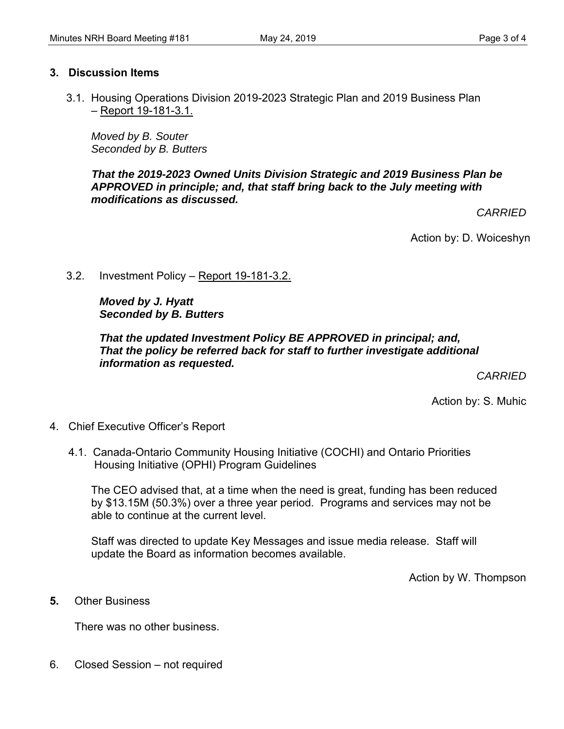## 3. Discussion Items

3.1. Housing Operations Division 2019-2023 Strategic Plan and 2019 Business Plan – Report 19-181-3.1.

*Moved by B. Souter*
*Seconded by B. Butters*

***That the 2019-2023 Owned Units Division Strategic and 2019 Business Plan be APPROVED in principle; and, that staff bring back to the July meeting with modifications as discussed.***

*CARRIED*

Action by: D. Woiceshyn

3.2. Investment Policy – Report 19-181-3.2.

***Moved by J. Hyatt***
***Seconded by B. Butters***

***That the updated Investment Policy BE APPROVED in principal; and, That the policy be referred back for staff to further investigate additional information as requested.***

*CARRIED*

Action by: S. Muhic

4. Chief Executive Officer's Report

4.1. Canada-Ontario Community Housing Initiative (COCHI) and Ontario Priorities Housing Initiative (OPHI) Program Guidelines

The CEO advised that, at a time when the need is great, funding has been reduced by $13.15M (50.3%) over a three year period. Programs and services may not be able to continue at the current level.

Staff was directed to update Key Messages and issue media release. Staff will update the Board as information becomes available.

Action by W. Thompson

**5.** Other Business

There was no other business.

6. Closed Session – not required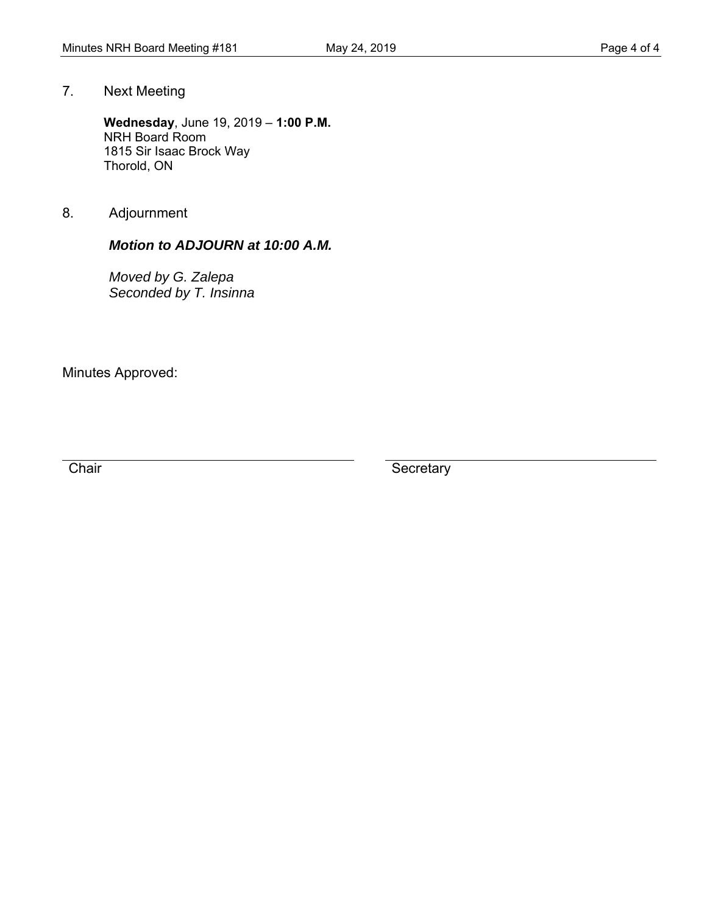7. Next Meeting

**Wednesday**, June 19, 2019 – **1:00 P.M.**
NRH Board Room
1815 Sir Isaac Brock Way
Thorold, ON

8. Adjournment

***Motion to ADJOURN at 10:00 A.M.***

*Moved by G. Zalepa*
*Seconded by T. Insinna*

Minutes Approved:

| | |
|---|---|
| Chair | Secretary |